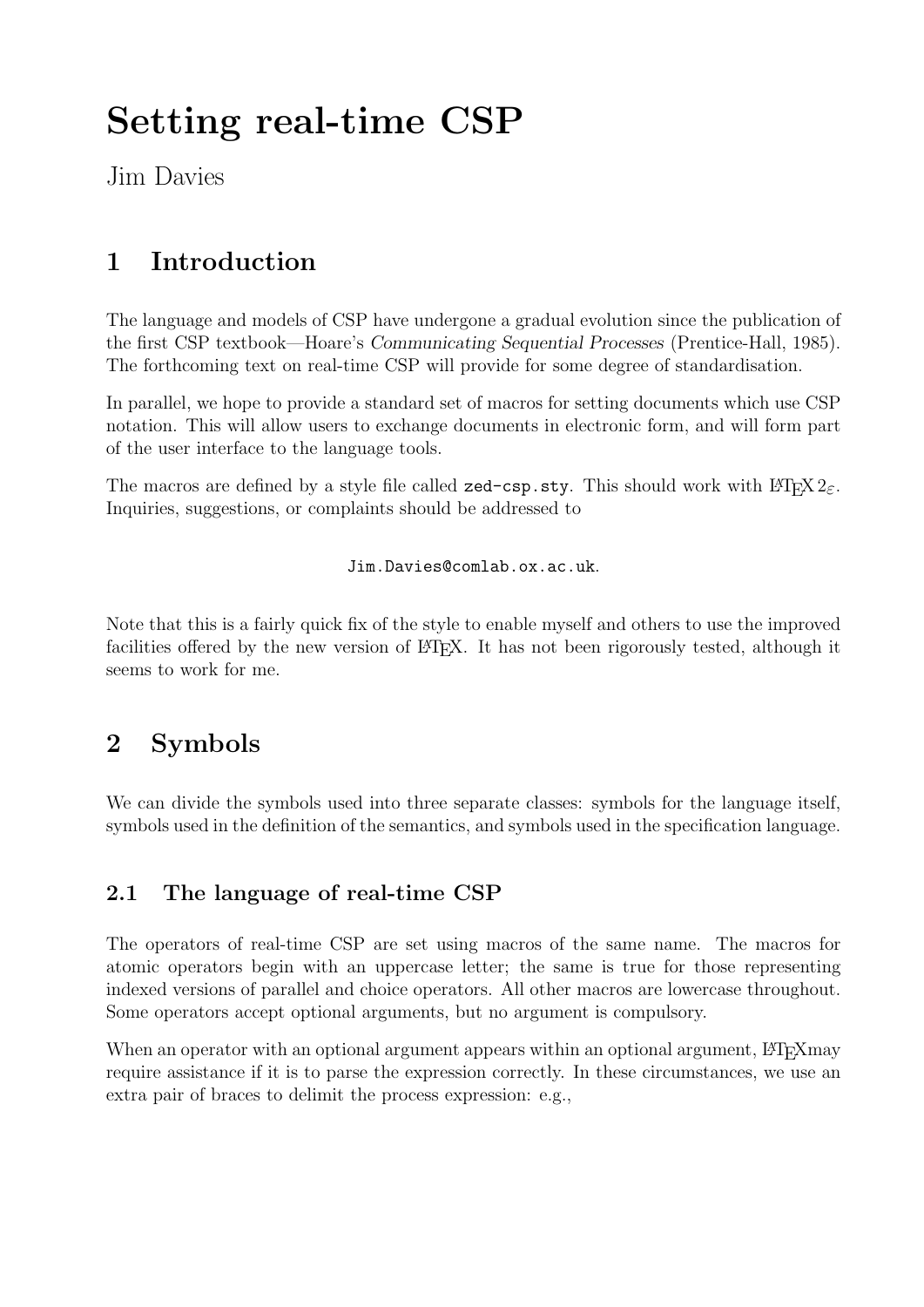# Setting real-time CSP

Jim Davies

## 1 Introduction

The language and models of CSP have undergone a gradual evolution since the publication of the first CSP textbook—Hoare's *Communicating Sequential Processes* (Prentice-Hall, 1985). The forthcoming text on real-time CSP will provide for some degree of standardisation.

In parallel, we hope to provide a standard set of macros for setting documents which use CSP notation. This will allow users to exchange documents in electronic form, and will form part of the user interface to the language tools.

The macros are defined by a style file called `zed-csp.sty`. This should work with LaTeX $2_\varepsilon$. Inquiries, suggestions, or complaints should be addressed to

`Jim.Davies@comlab.ox.ac.uk`.

Note that this is a fairly quick fix of the style to enable myself and others to use the improved facilities offered by the new version of LaTeX. It has not been rigorously tested, although it seems to work for me.

## 2 Symbols

We can divide the symbols used into three separate classes: symbols for the language itself, symbols used in the definition of the semantics, and symbols used in the specification language.

### 2.1 The language of real-time CSP

The operators of real-time CSP are set using macros of the same name. The macros for atomic operators begin with an uppercase letter; the same is true for those representing indexed versions of parallel and choice operators. All other macros are lowercase throughout. Some operators accept optional arguments, but no argument is compulsory.

When an operator with an optional argument appears within an optional argument, LaTeXmay require assistance if it is to parse the expression correctly. In these circumstances, we use an extra pair of braces to delimit the process expression: e.g.,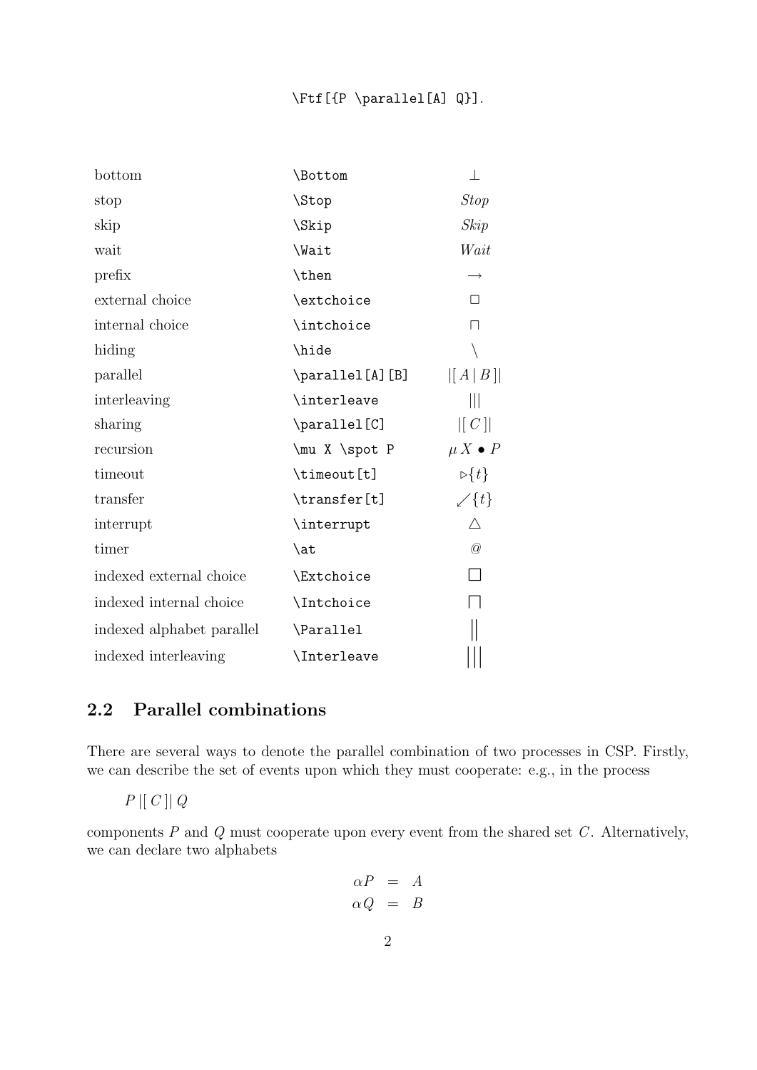`\Ftf[{P \parallel[A] Q}]`.

| | | |
|---|---|---|
| bottom | `\Bottom` | $\bot$ |
| stop | `\Stop` | *Stop* |
| skip | `\Skip` | *Skip* |
| wait | `\Wait` | *Wait* |
| prefix | `\then` | $\rightarrow$ |
| external choice | `\extchoice` | $\Box$ |
| internal choice | `\intchoice` | $\sqcap$ |
| hiding | `\hide` | $\setminus$ |
| parallel | `\parallel[A][B]` | $\lbrack\lbrack\, A \mid B \,\rbrack\rbrack$ |
| interleaving | `\interleave` | $\vert\vert\vert$ |
| sharing | `\parallel[C]` | $\vert[\, C \,]\vert$ |
| recursion | `\mu X \spot P` | $\mu\, X \bullet P$ |
| timeout | `\timeout[t]` | $\triangleright\{t\}$ |
| transfer | `\transfer[t]` | $\swarrow\{t\}$ |
| interrupt | `\interrupt` | $\triangle$ |
| timer | `\at` | $@$ |
| indexed external choice | `\Extchoice` | $\Box$ |
| indexed internal choice | `\Intchoice` | $\bigsqcap$ |
| indexed alphabet parallel | `\Parallel` | $\Vert$ |
| indexed interleaving | `\Interleave` | $\vert\vert\vert$ |

## 2.2 Parallel combinations

There are several ways to denote the parallel combination of two processes in CSP. Firstly, we can describe the set of events upon which they must cooperate: e.g., in the process

$P \,\vert[\, C \,]\vert\, Q$

components $P$ and $Q$ must cooperate upon every event from the shared set $C$. Alternatively, we can declare two alphabets

$$
\begin{aligned}
\alpha P &= A \\
\alpha Q &= B
\end{aligned}
$$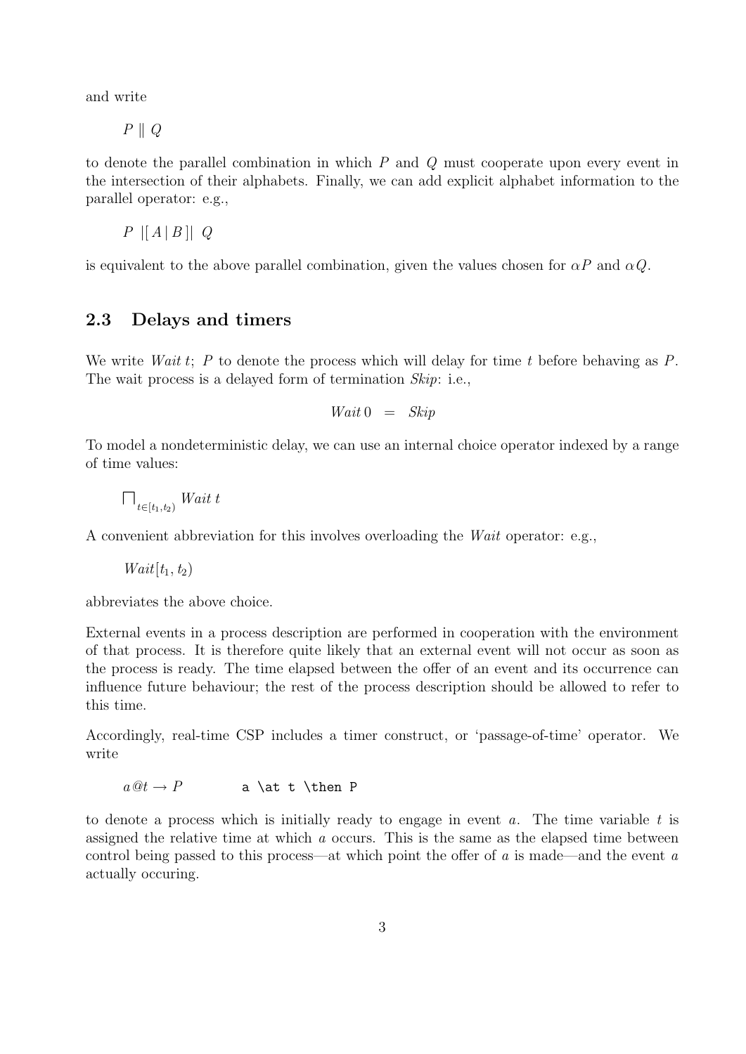and write

$P \parallel Q$

to denote the parallel combination in which $P$ and $Q$ must cooperate upon every event in the intersection of their alphabets. Finally, we can add explicit alphabet information to the parallel operator: e.g.,

$P \; |[\, A \,|\, B \,]| \; Q$

is equivalent to the above parallel combination, given the values chosen for $\alpha P$ and $\alpha Q$.

## 2.3 Delays and timers

We write $\mathit{Wait}\, t;\; P$ to denote the process which will delay for time $t$ before behaving as $P$. The wait process is a delayed form of termination *Skip*: i.e.,

$$\mathit{Wait}\, 0 \;\; = \;\; \mathit{Skip}$$

To model a nondeterministic delay, we can use an internal choice operator indexed by a range of time values:

$\bigsqcap_{t \in [t_1, t_2)} \mathit{Wait}\, t$

A convenient abbreviation for this involves overloading the *Wait* operator: e.g.,

$\mathit{Wait}[t_1, t_2)$

abbreviates the above choice.

External events in a process description are performed in cooperation with the environment of that process. It is therefore quite likely that an external event will not occur as soon as the process is ready. The time elapsed between the offer of an event and its occurrence can influence future behaviour; the rest of the process description should be allowed to refer to this time.

Accordingly, real-time CSP includes a timer construct, or 'passage-of-time' operator. We write

$a @ t \rightarrow P$ `a \at t \then P`

to denote a process which is initially ready to engage in event $a$. The time variable $t$ is assigned the relative time at which $a$ occurs. This is the same as the elapsed time between control being passed to this process—at which point the offer of $a$ is made—and the event $a$ actually occuring.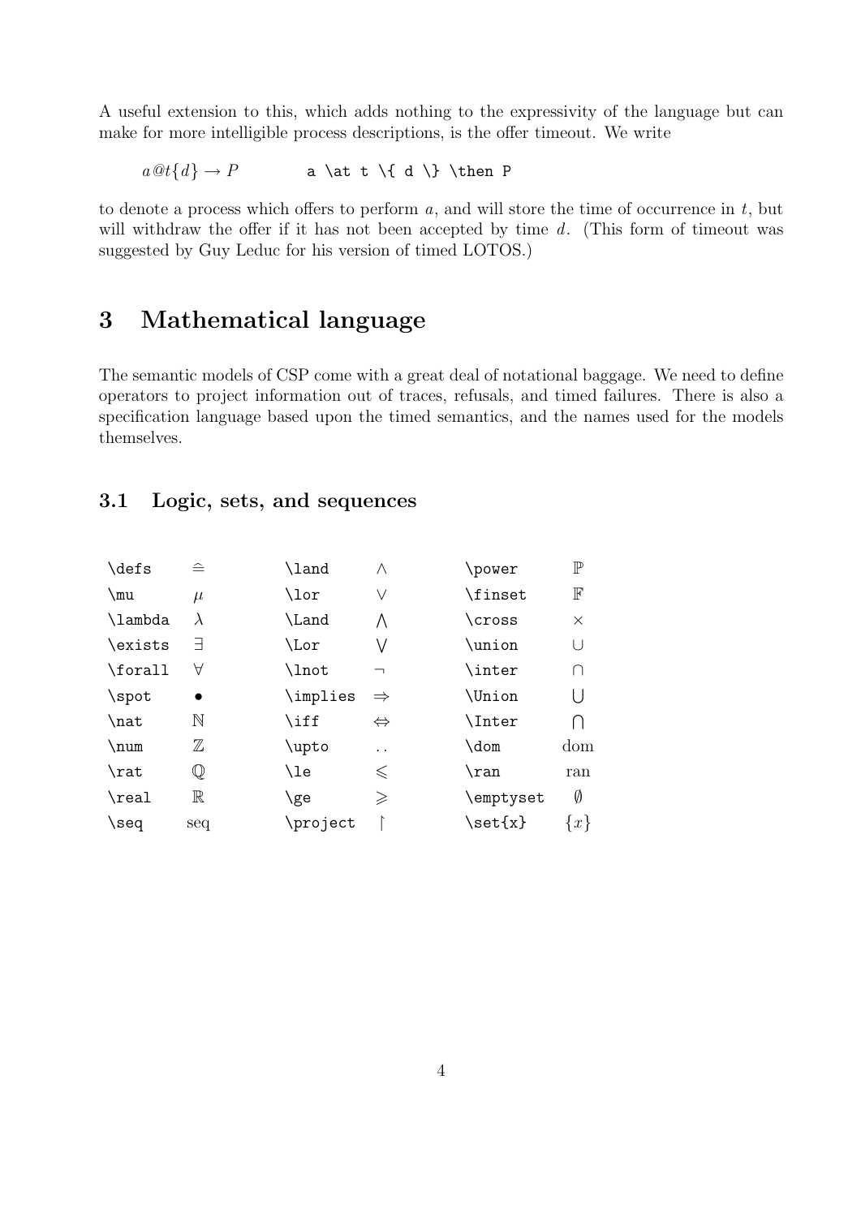A useful extension to this, which adds nothing to the expressivity of the language but can make for more intelligible process descriptions, is the offer timeout. We write

$a@t\{d\} \rightarrow P$ `a \at t \{ d \} \then P`

to denote a process which offers to perform $a$, and will store the time of occurrence in $t$, but will withdraw the offer if it has not been accepted by time $d$. (This form of timeout was suggested by Guy Leduc for his version of timed LOTOS.)

# 3 Mathematical language

The semantic models of CSP come with a great deal of notational baggage. We need to define operators to project information out of traces, refusals, and timed failures. There is also a specification language based upon the timed semantics, and the names used for the models themselves.

## 3.1 Logic, sets, and sequences

| | | | | | |
|---|---|---|---|---|---|
| `\defs` | $\widehat{=}$ | `\land` | $\wedge$ | `\power` | $\mathbb{P}$ |
| `\mu` | $\mu$ | `\lor` | $\vee$ | `\finset` | $\mathbb{F}$ |
| `\lambda` | $\lambda$ | `\Land` | $\bigwedge$ | `\cross` | $\times$ |
| `\exists` | $\exists$ | `\Lor` | $\bigvee$ | `\union` | $\cup$ |
| `\forall` | $\forall$ | `\lnot` | $\neg$ | `\inter` | $\cap$ |
| `\spot` | $\bullet$ | `\implies` | $\Rightarrow$ | `\Union` | $\bigcup$ |
| `\nat` | $\mathbb{N}$ | `\iff` | $\Leftrightarrow$ | `\Inter` | $\bigcap$ |
| `\num` | $\mathbb{Z}$ | `\upto` | $..$ | `\dom` | $\mathrm{dom}$ |
| `\rat` | $\mathbb{Q}$ | `\le` | $\leqslant$ | `\ran` | $\mathrm{ran}$ |
| `\real` | $\mathbb{R}$ | `\ge` | $\geqslant$ | `\emptyset` | $\emptyset$ |
| `\seq` | $\mathrm{seq}$ | `\project` | $\upharpoonright$ | `\set{x}` | $\{x\}$ |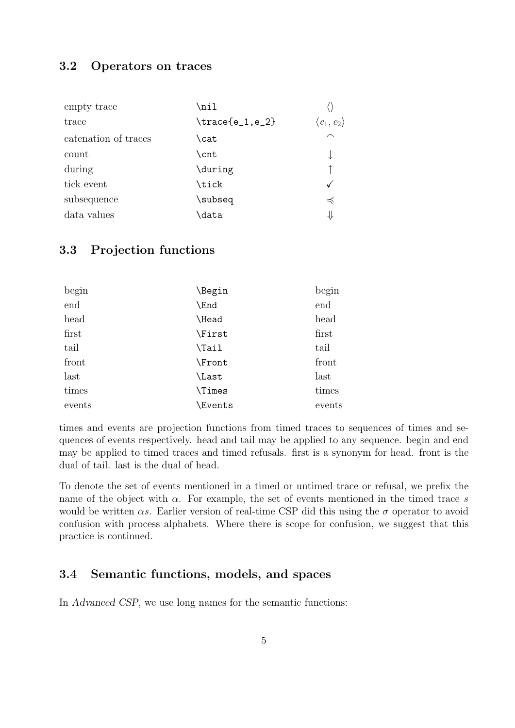### 3.2 Operators on traces

| | | |
|---|---|---|
| empty trace | `\nil` | $\langle\rangle$ |
| trace | `\trace{e_1,e_2}` | $\langle e_1, e_2\rangle$ |
| catenation of traces | `\cat` | $\frown$ |
| count | `\cnt` | $\downarrow$ |
| during | `\during` | $\uparrow$ |
| tick event | `\tick` | $\checkmark$ |
| subsequence | `\subseq` | $\preccurlyeq$ |
| data values | `\data` | $\Downarrow$ |

### 3.3 Projection functions

| | | |
|---|---|---|
| begin | `\Begin` | begin |
| end | `\End` | end |
| head | `\Head` | head |
| first | `\First` | first |
| tail | `\Tail` | tail |
| front | `\Front` | front |
| last | `\Last` | last |
| times | `\Times` | times |
| events | `\Events` | events |

times and events are projection functions from timed traces to sequences of times and sequences of events respectively. head and tail may be applied to any sequence. begin and end may be applied to timed traces and timed refusals. first is a synonym for head. front is the dual of tail. last is the dual of head.

To denote the set of events mentioned in a timed or untimed trace or refusal, we prefix the name of the object with $\alpha$. For example, the set of events mentioned in the timed trace $s$ would be written $\alpha s$. Earlier version of real-time CSP did this using the $\sigma$ operator to avoid confusion with process alphabets. Where there is scope for confusion, we suggest that this practice is continued.

### 3.4 Semantic functions, models, and spaces

In *Advanced CSP*, we use long names for the semantic functions: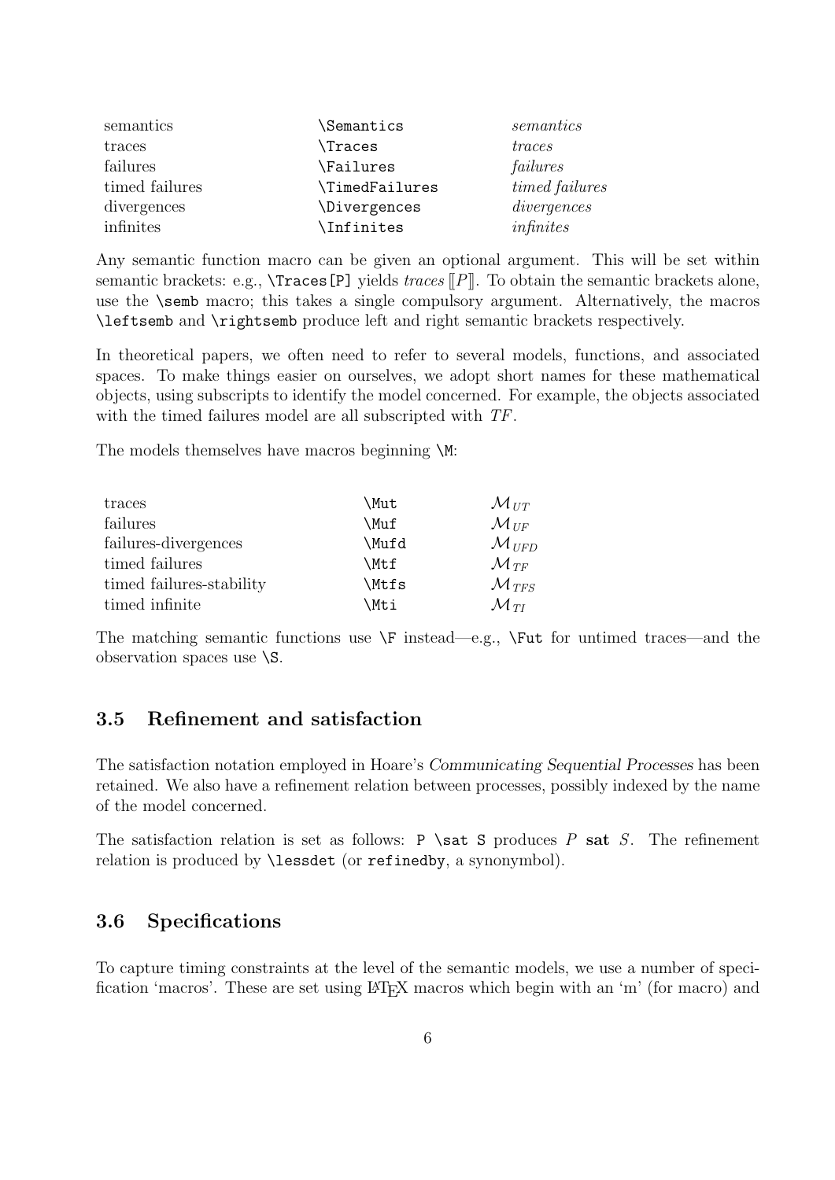| | | |
|---|---|---|
| semantics | `\Semantics` | *semantics* |
| traces | `\Traces` | *traces* |
| failures | `\Failures` | *failures* |
| timed failures | `\TimedFailures` | *timed failures* |
| divergences | `\Divergences` | *divergences* |
| infinites | `\Infinites` | *infinites* |

Any semantic function macro can be given an optional argument. This will be set within semantic brackets: e.g., `\Traces[P]` yields *traces* $[\![P]\!]$. To obtain the semantic brackets alone, use the `\semb` macro; this takes a single compulsory argument. Alternatively, the macros `\leftsemb` and `\rightsemb` produce left and right semantic brackets respectively.

In theoretical papers, we often need to refer to several models, functions, and associated spaces. To make things easier on ourselves, we adopt short names for these mathematical objects, using subscripts to identify the model concerned. For example, the objects associated with the timed failures model are all subscripted with $TF$.

The models themselves have macros beginning `\M`:

| | | |
|---|---|---|
| traces | `\Mut` | $\mathcal{M}_{UT}$ |
| failures | `\Muf` | $\mathcal{M}_{UF}$ |
| failures-divergences | `\Mufd` | $\mathcal{M}_{UFD}$ |
| timed failures | `\Mtf` | $\mathcal{M}_{TF}$ |
| timed failures-stability | `\Mtfs` | $\mathcal{M}_{TFS}$ |
| timed infinite | `\Mti` | $\mathcal{M}_{TI}$ |

The matching semantic functions use `\F` instead—e.g., `\Fut` for untimed traces—and the observation spaces use `\S`.

## 3.5 Refinement and satisfaction

The satisfaction notation employed in Hoare's *Communicating Sequential Processes* has been retained. We also have a refinement relation between processes, possibly indexed by the name of the model concerned.

The satisfaction relation is set as follows: `P \sat S` produces $P$ **sat** $S$. The refinement relation is produced by `\lessdet` (or `refinedby`, a synonymbol).

## 3.6 Specifications

To capture timing constraints at the level of the semantic models, we use a number of specification 'macros'. These are set using LaTeX macros which begin with an 'm' (for macro) and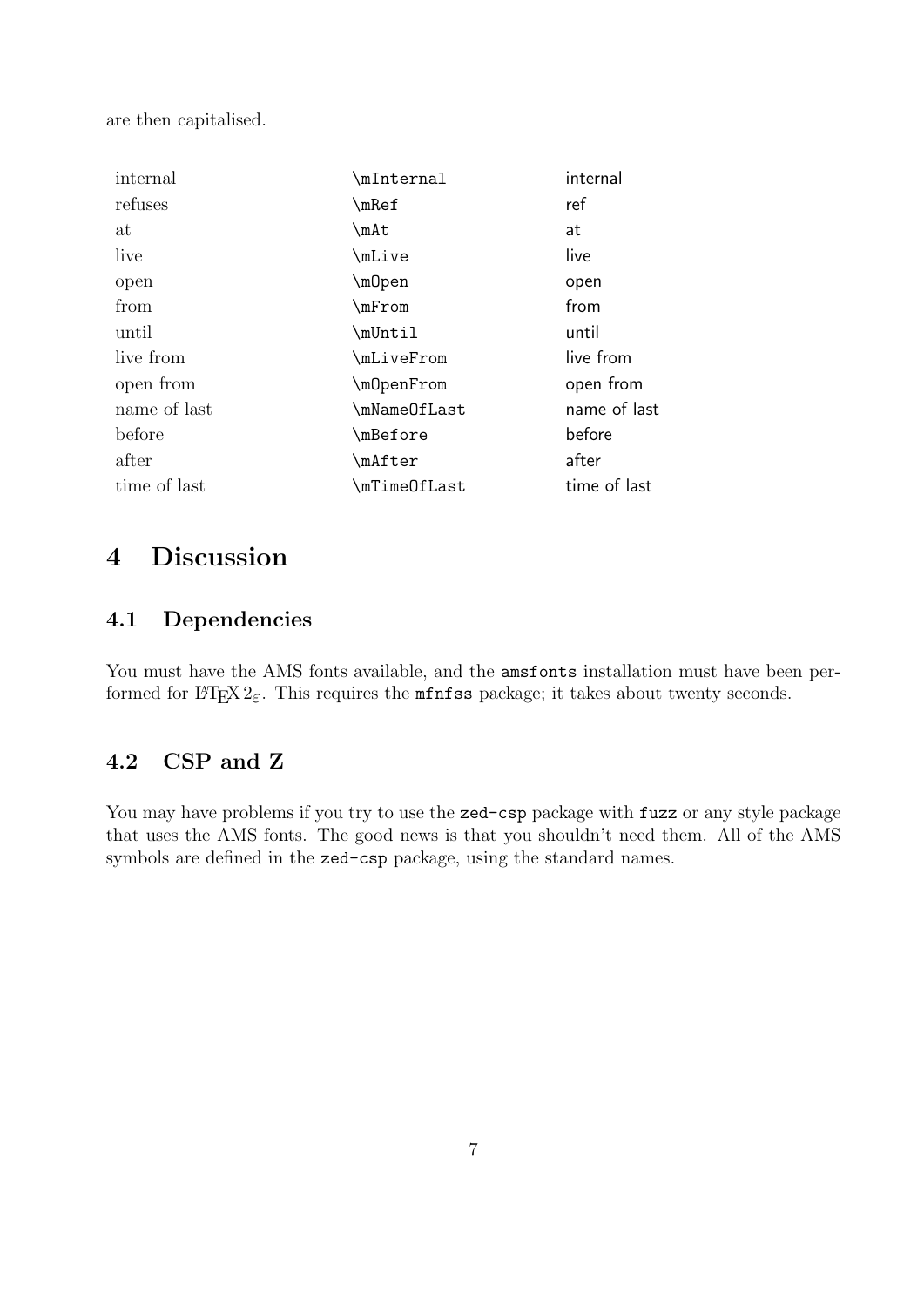are then capitalised.

| | | |
|---|---|---|
| internal | `\mInternal` | internal |
| refuses | `\mRef` | ref |
| at | `\mAt` | at |
| live | `\mLive` | live |
| open | `\mOpen` | open |
| from | `\mFrom` | from |
| until | `\mUntil` | until |
| live from | `\mLiveFrom` | live from |
| open from | `\mOpenFrom` | open from |
| name of last | `\mNameOfLast` | name of last |
| before | `\mBefore` | before |
| after | `\mAfter` | after |
| time of last | `\mTimeOfLast` | time of last |

# 4 Discussion

## 4.1 Dependencies

You must have the AMS fonts available, and the `amsfonts` installation must have been performed for $\LaTeX\,2_\varepsilon$. This requires the `mfnfss` package; it takes about twenty seconds.

## 4.2 CSP and Z

You may have problems if you try to use the `zed-csp` package with `fuzz` or any style package that uses the AMS fonts. The good news is that you shouldn't need them. All of the AMS symbols are defined in the `zed-csp` package, using the standard names.